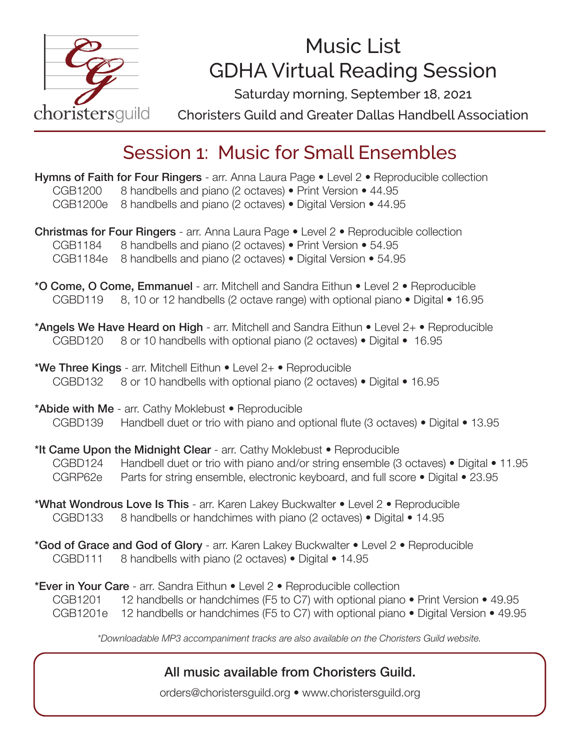choristersguild

# Music List
# GDHA Virtual Reading Session

Saturday morning, September 18, 2021

Choristers Guild and Greater Dallas Handbell Association

## Session 1: Music for Small Ensembles

**Hymns of Faith for Four Ringers** - arr. Anna Laura Page • Level 2 • Reproducible collection
CGB1200 8 handbells and piano (2 octaves) • Print Version • 44.95
CGB1200e 8 handbells and piano (2 octaves) • Digital Version • 44.95

**Christmas for Four Ringers** - arr. Anna Laura Page • Level 2 • Reproducible collection
CGB1184 8 handbells and piano (2 octaves) • Print Version • 54.95
CGB1184e 8 handbells and piano (2 octaves) • Digital Version • 54.95

**\*O Come, O Come, Emmanuel** - arr. Mitchell and Sandra Eithun • Level 2 • Reproducible
CGBD119 8, 10 or 12 handbells (2 octave range) with optional piano • Digital • 16.95

**\*Angels We Have Heard on High** - arr. Mitchell and Sandra Eithun • Level 2+ • Reproducible
CGBD120 8 or 10 handbells with optional piano (2 octaves) • Digital • 16.95

**\*We Three Kings** - arr. Mitchell Eithun • Level 2+ • Reproducible
CGBD132 8 or 10 handbells with optional piano (2 octaves) • Digital • 16.95

**\*Abide with Me** - arr. Cathy Moklebust • Reproducible
CGBD139 Handbell duet or trio with piano and optional flute (3 octaves) • Digital • 13.95

**\*It Came Upon the Midnight Clear** - arr. Cathy Moklebust • Reproducible
CGBD124 Handbell duet or trio with piano and/or string ensemble (3 octaves) • Digital • 11.95
CGRP62e Parts for string ensemble, electronic keyboard, and full score • Digital • 23.95

**\*What Wondrous Love Is This** - arr. Karen Lakey Buckwalter • Level 2 • Reproducible
CGBD133 8 handbells or handchimes with piano (2 octaves) • Digital • 14.95

**\*God of Grace and God of Glory** - arr. Karen Lakey Buckwalter • Level 2 • Reproducible
CGBD111 8 handbells with piano (2 octaves) • Digital • 14.95

**\*Ever in Your Care** - arr. Sandra Eithun • Level 2 • Reproducible collection
CGB1201 12 handbells or handchimes (F5 to C7) with optional piano • Print Version • 49.95
CGB1201e 12 handbells or handchimes (F5 to C7) with optional piano • Digital Version • 49.95

*\*Downloadable MP3 accompaniment tracks are also available on the Choristers Guild website.*

**All music available from Choristers Guild.**

orders@choristersguild.org • www.choristersguild.org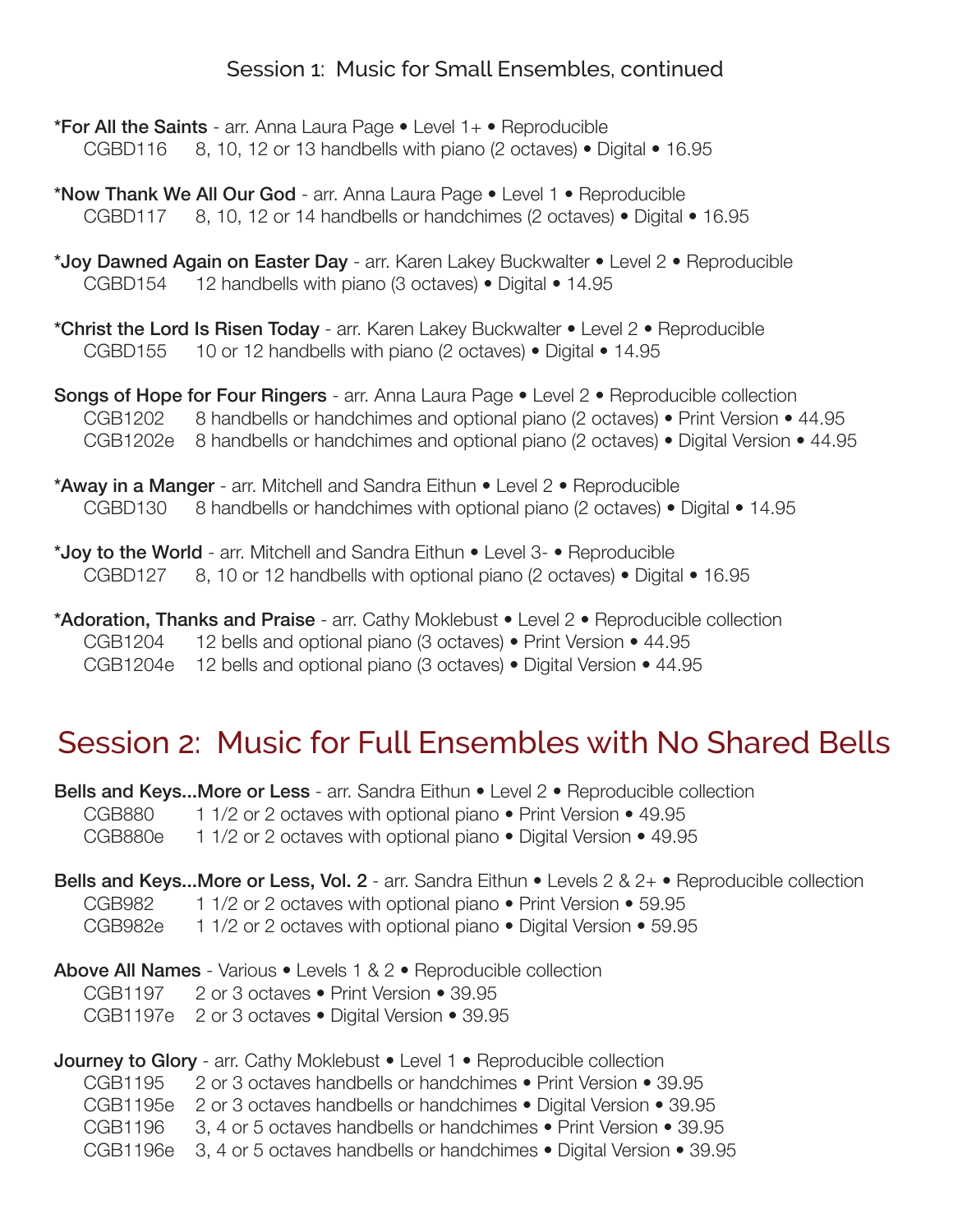## Session 1: Music for Small Ensembles, continued

**\*For All the Saints** - arr. Anna Laura Page • Level 1+ • Reproducible
CGBD116 8, 10, 12 or 13 handbells with piano (2 octaves) • Digital • 16.95

**\*Now Thank We All Our God** - arr. Anna Laura Page • Level 1 • Reproducible
CGBD117 8, 10, 12 or 14 handbells or handchimes (2 octaves) • Digital • 16.95

**\*Joy Dawned Again on Easter Day** - arr. Karen Lakey Buckwalter • Level 2 • Reproducible
CGBD154 12 handbells with piano (3 octaves) • Digital • 14.95

**\*Christ the Lord Is Risen Today** - arr. Karen Lakey Buckwalter • Level 2 • Reproducible
CGBD155 10 or 12 handbells with piano (2 octaves) • Digital • 14.95

**Songs of Hope for Four Ringers** - arr. Anna Laura Page • Level 2 • Reproducible collection
CGB1202 8 handbells or handchimes and optional piano (2 octaves) • Print Version • 44.95
CGB1202e 8 handbells or handchimes and optional piano (2 octaves) • Digital Version • 44.95

**\*Away in a Manger** - arr. Mitchell and Sandra Eithun • Level 2 • Reproducible
CGBD130 8 handbells or handchimes with optional piano (2 octaves) • Digital • 14.95

**\*Joy to the World** - arr. Mitchell and Sandra Eithun • Level 3- • Reproducible
CGBD127 8, 10 or 12 handbells with optional piano (2 octaves) • Digital • 16.95

**\*Adoration, Thanks and Praise** - arr. Cathy Moklebust • Level 2 • Reproducible collection
CGB1204 12 bells and optional piano (3 octaves) • Print Version • 44.95
CGB1204e 12 bells and optional piano (3 octaves) • Digital Version • 44.95

## Session 2: Music for Full Ensembles with No Shared Bells

**Bells and Keys...More or Less** - arr. Sandra Eithun • Level 2 • Reproducible collection
CGB880 1 1/2 or 2 octaves with optional piano • Print Version • 49.95
CGB880e 1 1/2 or 2 octaves with optional piano • Digital Version • 49.95

**Bells and Keys...More or Less, Vol. 2** - arr. Sandra Eithun • Levels 2 & 2+ • Reproducible collection
CGB982 1 1/2 or 2 octaves with optional piano • Print Version • 59.95
CGB982e 1 1/2 or 2 octaves with optional piano • Digital Version • 59.95

**Above All Names** - Various • Levels 1 & 2 • Reproducible collection
CGB1197 2 or 3 octaves • Print Version • 39.95
CGB1197e 2 or 3 octaves • Digital Version • 39.95

**Journey to Glory** - arr. Cathy Moklebust • Level 1 • Reproducible collection
CGB1195 2 or 3 octaves handbells or handchimes • Print Version • 39.95
CGB1195e 2 or 3 octaves handbells or handchimes • Digital Version • 39.95
CGB1196 3, 4 or 5 octaves handbells or handchimes • Print Version • 39.95
CGB1196e 3, 4 or 5 octaves handbells or handchimes • Digital Version • 39.95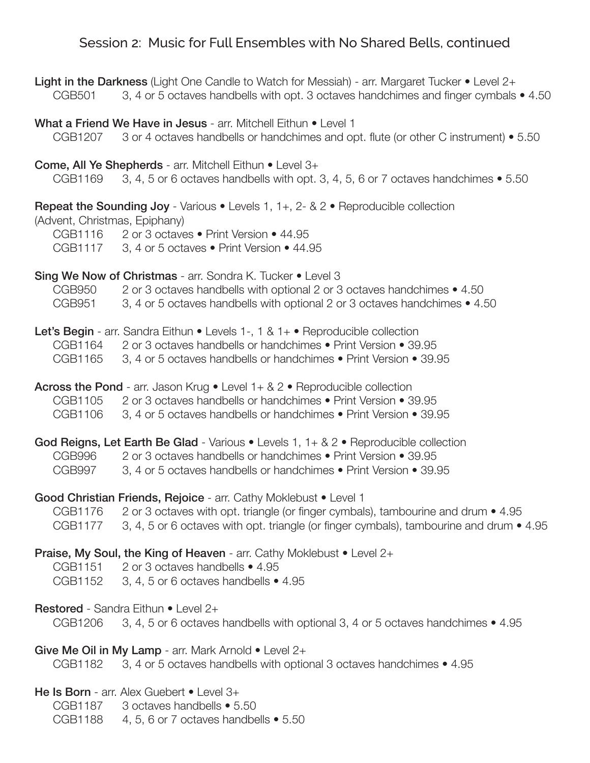## Session 2: Music for Full Ensembles with No Shared Bells, continued

**Light in the Darkness** (Light One Candle to Watch for Messiah) - arr. Margaret Tucker • Level 2+
CGB501 3, 4 or 5 octaves handbells with opt. 3 octaves handchimes and finger cymbals • 4.50

**What a Friend We Have in Jesus** - arr. Mitchell Eithun • Level 1
CGB1207 3 or 4 octaves handbells or handchimes and opt. flute (or other C instrument) • 5.50

**Come, All Ye Shepherds** - arr. Mitchell Eithun • Level 3+
CGB1169 3, 4, 5 or 6 octaves handbells with opt. 3, 4, 5, 6 or 7 octaves handchimes • 5.50

**Repeat the Sounding Joy** - Various • Levels 1, 1+, 2- & 2 • Reproducible collection
(Advent, Christmas, Epiphany)
CGB1116 2 or 3 octaves • Print Version • 44.95
CGB1117 3, 4 or 5 octaves • Print Version • 44.95

**Sing We Now of Christmas** - arr. Sondra K. Tucker • Level 3
CGB950 2 or 3 octaves handbells with optional 2 or 3 octaves handchimes • 4.50
CGB951 3, 4 or 5 octaves handbells with optional 2 or 3 octaves handchimes • 4.50

**Let's Begin** - arr. Sandra Eithun • Levels 1-, 1 & 1+ • Reproducible collection
CGB1164 2 or 3 octaves handbells or handchimes • Print Version • 39.95
CGB1165 3, 4 or 5 octaves handbells or handchimes • Print Version • 39.95

**Across the Pond** - arr. Jason Krug • Level 1+ & 2 • Reproducible collection
CGB1105 2 or 3 octaves handbells or handchimes • Print Version • 39.95
CGB1106 3, 4 or 5 octaves handbells or handchimes • Print Version • 39.95

**God Reigns, Let Earth Be Glad** - Various • Levels 1, 1+ & 2 • Reproducible collection
CGB996 2 or 3 octaves handbells or handchimes • Print Version • 39.95
CGB997 3, 4 or 5 octaves handbells or handchimes • Print Version • 39.95

**Good Christian Friends, Rejoice** - arr. Cathy Moklebust • Level 1
CGB1176 2 or 3 octaves with opt. triangle (or finger cymbals), tambourine and drum • 4.95
CGB1177 3, 4, 5 or 6 octaves with opt. triangle (or finger cymbals), tambourine and drum • 4.95

**Praise, My Soul, the King of Heaven** - arr. Cathy Moklebust • Level 2+
CGB1151 2 or 3 octaves handbells • 4.95
CGB1152 3, 4, 5 or 6 octaves handbells • 4.95

**Restored** - Sandra Eithun • Level 2+
CGB1206 3, 4, 5 or 6 octaves handbells with optional 3, 4 or 5 octaves handchimes • 4.95

**Give Me Oil in My Lamp** - arr. Mark Arnold • Level 2+
CGB1182 3, 4 or 5 octaves handbells with optional 3 octaves handchimes • 4.95

**He Is Born** - arr. Alex Guebert • Level 3+
CGB1187 3 octaves handbells • 5.50
CGB1188 4, 5, 6 or 7 octaves handbells • 5.50